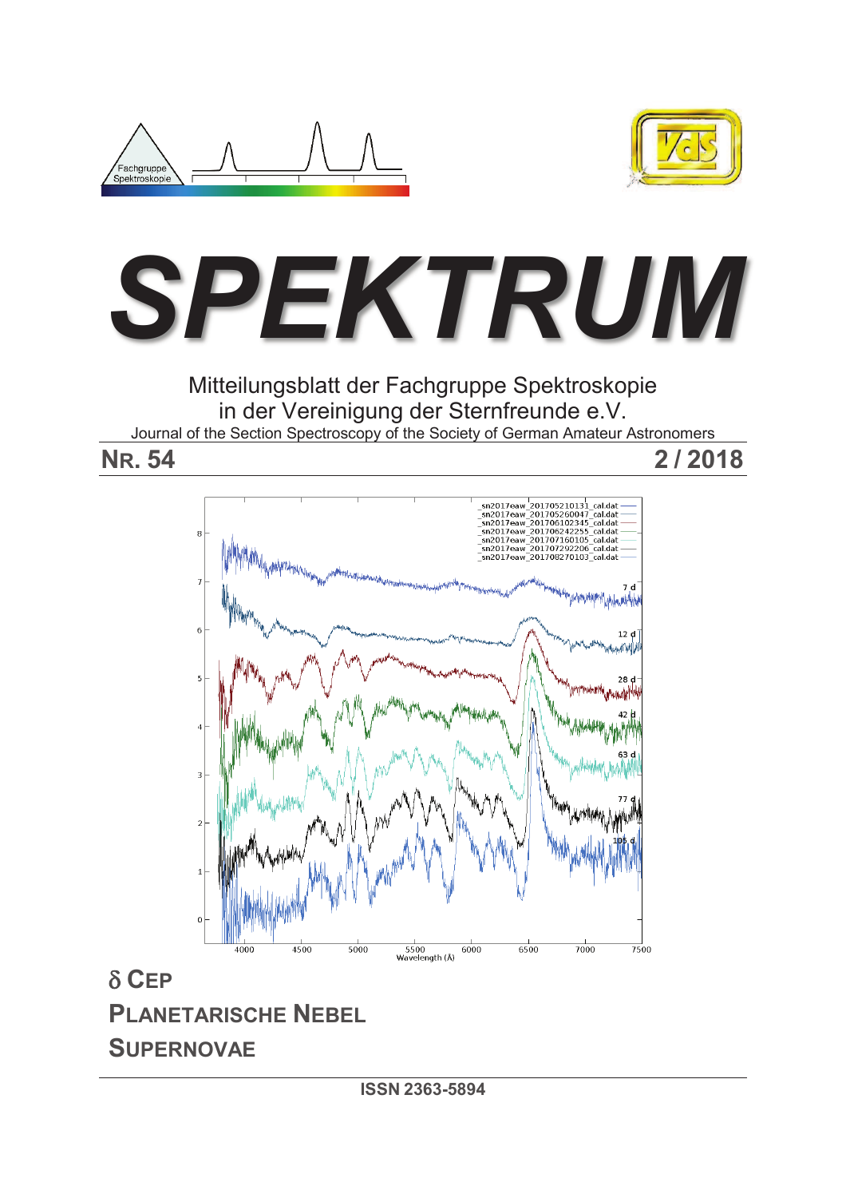# SPEKTRUM

Mitteilungsblatt der Fachgruppe Spektroskopie
in der Vereinigung der Sternfreunde e.V.

Journal of the Section Spectroscopy of the Society of German Amateur Astronomers

**NR. 54** **2 / 2018**

## δ CEP

## PLANETARISCHE NEBEL

## SUPERNOVAE

ISSN 2363-5894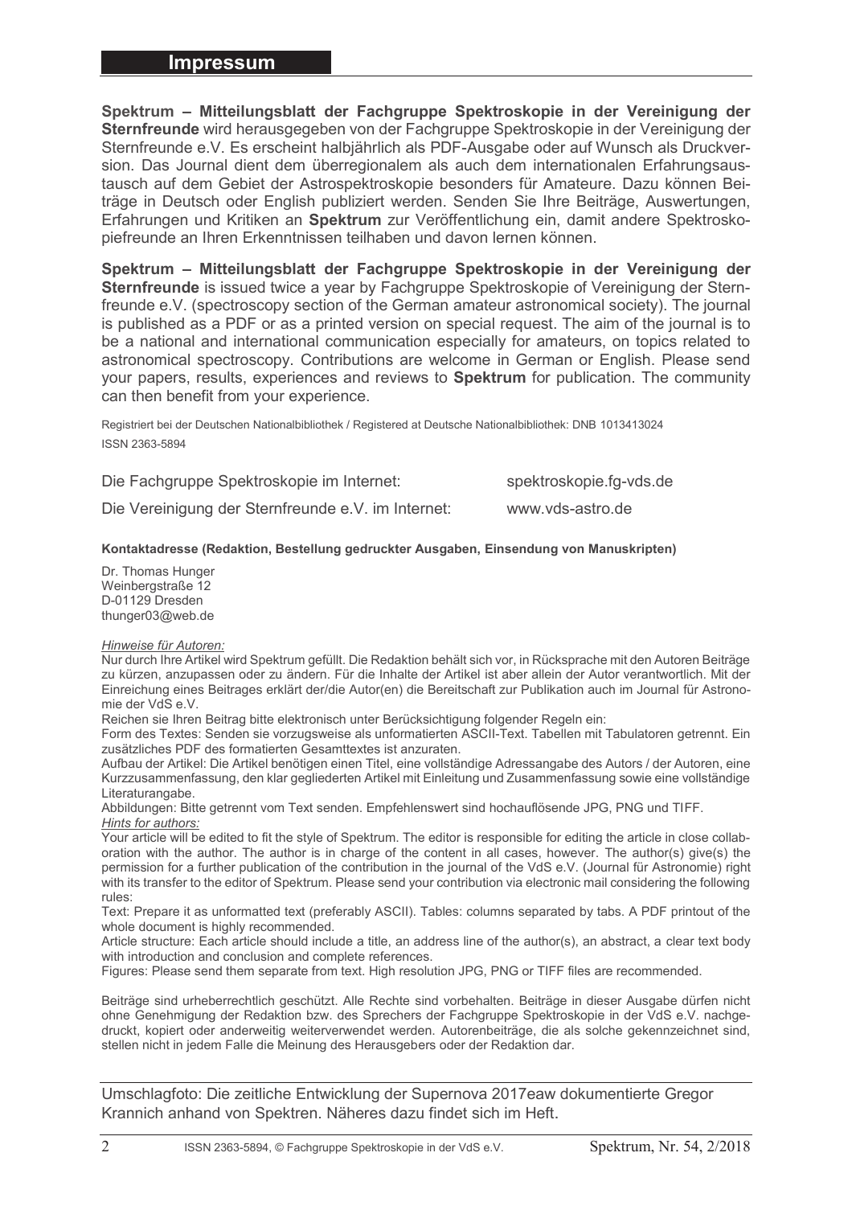# Impressum

**Spektrum – Mitteilungsblatt der Fachgruppe Spektroskopie in der Vereinigung der Sternfreunde** wird herausgegeben von der Fachgruppe Spektroskopie in der Vereinigung der Sternfreunde e.V. Es erscheint halbjährlich als PDF-Ausgabe oder auf Wunsch als Druckversion. Das Journal dient dem überregionalem als auch dem internationalen Erfahrungsaustausch auf dem Gebiet der Astrospektroskopie besonders für Amateure. Dazu können Beiträge in Deutsch oder English publiziert werden. Senden Sie Ihre Beiträge, Auswertungen, Erfahrungen und Kritiken an **Spektrum** zur Veröffentlichung ein, damit andere Spektroskopiefreunde an Ihren Erkenntnissen teilhaben und davon lernen können.

**Spektrum – Mitteilungsblatt der Fachgruppe Spektroskopie in der Vereinigung der Sternfreunde** is issued twice a year by Fachgruppe Spektroskopie of Vereinigung der Sternfreunde e.V. (spectroscopy section of the German amateur astronomical society). The journal is published as a PDF or as a printed version on special request. The aim of the journal is to be a national and international communication especially for amateurs, on topics related to astronomical spectroscopy. Contributions are welcome in German or English. Please send your papers, results, experiences and reviews to **Spektrum** for publication. The community can then benefit from your experience.

Registriert bei der Deutschen Nationalbibliothek / Registered at Deutsche Nationalbibliothek: DNB 1013413024
ISSN 2363-5894

Die Fachgruppe Spektroskopie im Internet: spektroskopie.fg-vds.de

Die Vereinigung der Sternfreunde e.V. im Internet: www.vds-astro.de

**Kontaktadresse (Redaktion, Bestellung gedruckter Ausgaben, Einsendung von Manuskripten)**

Dr. Thomas Hunger
Weinbergstraße 12
D-01129 Dresden
thunger03@web.de

*Hinweise für Autoren:*
Nur durch Ihre Artikel wird Spektrum gefüllt. Die Redaktion behält sich vor, in Rücksprache mit den Autoren Beiträge zu kürzen, anzupassen oder zu ändern. Für die Inhalte der Artikel ist aber allein der Autor verantwortlich. Mit der Einreichung eines Beitrages erklärt der/die Autor(en) die Bereitschaft zur Publikation auch im Journal für Astronomie der VdS e.V.
Reichen sie Ihren Beitrag bitte elektronisch unter Berücksichtigung folgender Regeln ein:
Form des Textes: Senden sie vorzugsweise als unformatierten ASCII-Text. Tabellen mit Tabulatoren getrennt. Ein zusätzliches PDF des formatierten Gesamttextes ist anzuraten.
Aufbau der Artikel: Die Artikel benötigen einen Titel, eine vollständige Adressangabe des Autors / der Autoren, eine Kurzzusammenfassung, den klar gegliederten Artikel mit Einleitung und Zusammenfassung sowie eine vollständige Literaturangabe.
Abbildungen: Bitte getrennt vom Text senden. Empfehlenswert sind hochauflösende JPG, PNG und TIFF.
*Hints for authors:*
Your article will be edited to fit the style of Spektrum. The editor is responsible for editing the article in close collaboration with the author. The author is in charge of the content in all cases, however. The author(s) give(s) the permission for a further publication of the contribution in the journal of the VdS e.V. (Journal für Astronomie) right with its transfer to the editor of Spektrum. Please send your contribution via electronic mail considering the following rules:
Text: Prepare it as unformatted text (preferably ASCII). Tables: columns separated by tabs. A PDF printout of the whole document is highly recommended.
Article structure: Each article should include a title, an address line of the author(s), an abstract, a clear text body with introduction and conclusion and complete references.
Figures: Please send them separate from text. High resolution JPG, PNG or TIFF files are recommended.

Beiträge sind urheberrechtlich geschützt. Alle Rechte sind vorbehalten. Beiträge in dieser Ausgabe dürfen nicht ohne Genehmigung der Redaktion bzw. des Sprechers der Fachgruppe Spektroskopie in der VdS e.V. nachgedruckt, kopiert oder anderweitig weiterverwendet werden. Autorenbeiträge, die als solche gekennzeichnet sind, stellen nicht in jedem Falle die Meinung des Herausgebers oder der Redaktion dar.

Umschlagfoto: Die zeitliche Entwicklung der Supernova 2017eaw dokumentierte Gregor Krannich anhand von Spektren. Näheres dazu findet sich im Heft.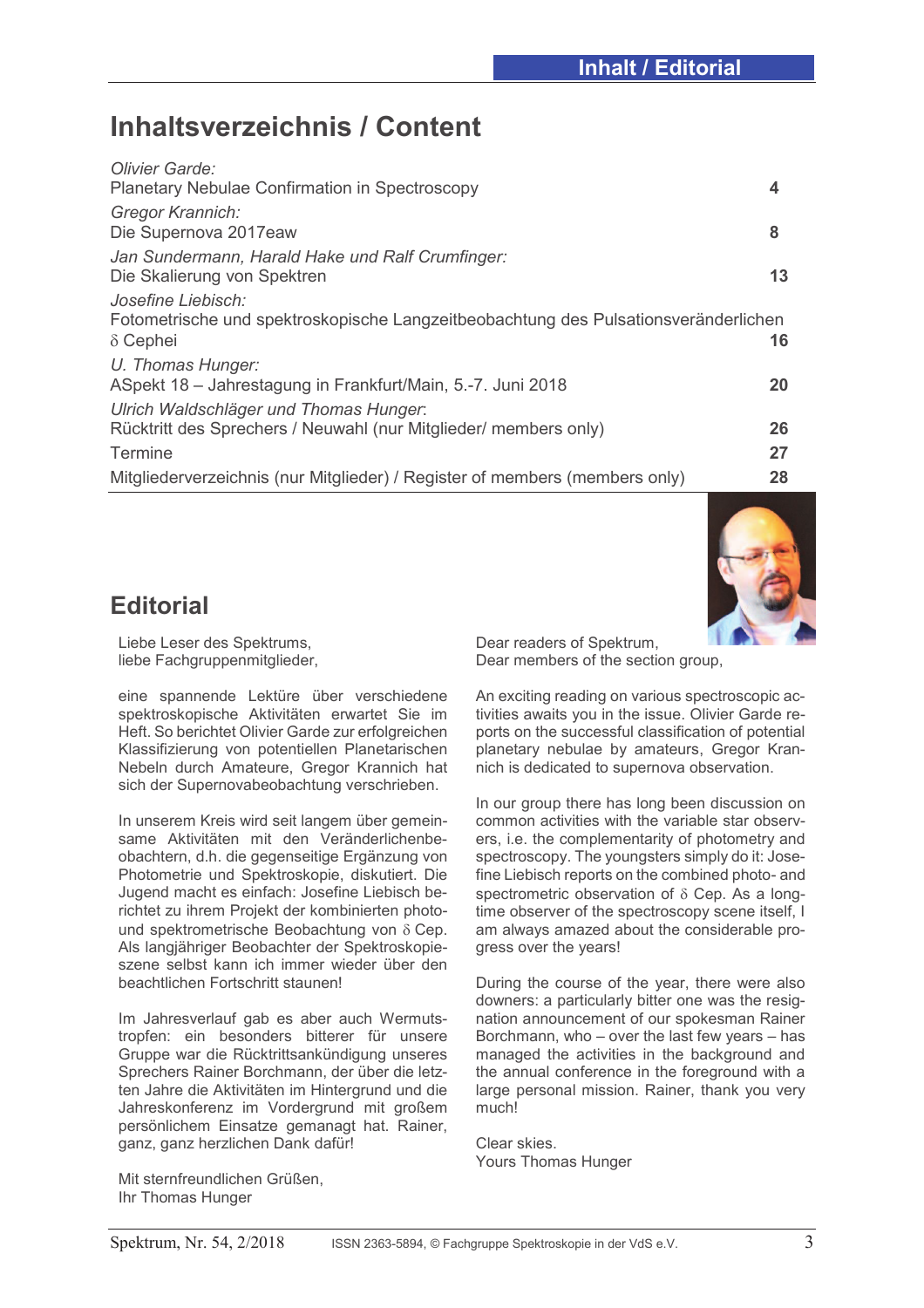# Inhaltsverzeichnis / Content

| | |
|---|---|
| *Olivier Garde:*<br>Planetary Nebulae Confirmation in Spectroscopy | **4** |
| *Gregor Krannich:*<br>Die Supernova 2017eaw | **8** |
| *Jan Sundermann, Harald Hake und Ralf Crumfinger:*<br>Die Skalierung von Spektren | **13** |
| *Josefine Liebisch:*<br>Fotometrische und spektroskopische Langzeitbeobachtung des Pulsationsveränderlichen $\delta$ Cephei | **16** |
| *U. Thomas Hunger:*<br>ASpekt 18 – Jahrestagung in Frankfurt/Main, 5.-7. Juni 2018 | **20** |
| *Ulrich Waldschläger und Thomas Hunger:*<br>Rücktritt des Sprechers / Neuwahl (nur Mitglieder/ members only) | **26** |
| Termine | **27** |
| Mitgliederverzeichnis (nur Mitglieder) / Register of members (members only) | **28** |

## Editorial

Liebe Leser des Spektrums,
liebe Fachgruppenmitglieder,

eine spannende Lektüre über verschiedene spektroskopische Aktivitäten erwartet Sie im Heft. So berichtet Olivier Garde zur erfolgreichen Klassifizierung von potentiellen Planetarischen Nebeln durch Amateure, Gregor Krannich hat sich der Supernovabeobachtung verschrieben.

In unserem Kreis wird seit langem über gemeinsame Aktivitäten mit den Veränderlichenbeobachtern, d.h. die gegenseitige Ergänzung von Photometrie und Spektroskopie, diskutiert. Die Jugend macht es einfach: Josefine Liebisch berichtet zu ihrem Projekt der kombinierten photo- und spektrometrische Beobachtung von $\delta$ Cep. Als langjähriger Beobachter der Spektroskopieszene selbst kann ich immer wieder über den beachtlichen Fortschritt staunen!

Im Jahresverlauf gab es aber auch Wermutstropfen: ein besonders bitterer für unsere Gruppe war die Rücktrittsankündigung unseres Sprechers Rainer Borchmann, der über die letzten Jahre die Aktivitäten im Hintergrund und die Jahreskonferenz im Vordergrund mit großem persönlichem Einsatze gemanagt hat. Rainer, ganz, ganz herzlichen Dank dafür!

Mit sternfreundlichen Grüßen,
Ihr Thomas Hunger

Dear readers of Spektrum,
Dear members of the section group,

An exciting reading on various spectroscopic activities awaits you in the issue. Olivier Garde reports on the successful classification of potential planetary nebulae by amateurs, Gregor Krannich is dedicated to supernova observation.

In our group there has long been discussion on common activities with the variable star observers, i.e. the complementarity of photometry and spectroscopy. The youngsters simply do it: Josefine Liebisch reports on the combined photo- and spectrometric observation of $\delta$ Cep. As a long-time observer of the spectroscopy scene itself, I am always amazed about the considerable progress over the years!

During the course of the year, there were also downers: a particularly bitter one was the resignation announcement of our spokesman Rainer Borchmann, who – over the last few years – has managed the activities in the background and the annual conference in the foreground with a large personal mission. Rainer, thank you very much!

Clear skies.
Yours Thomas Hunger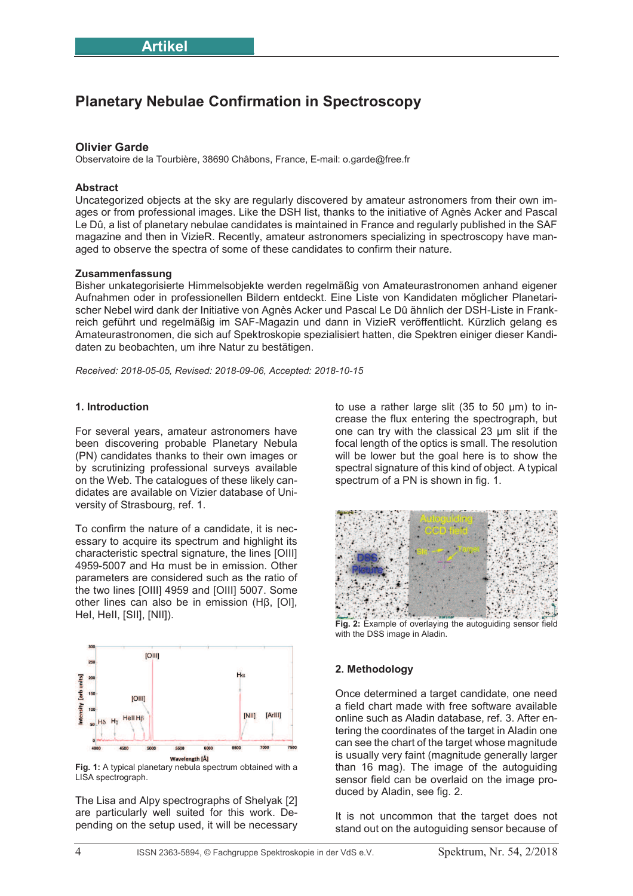Artikel

# Planetary Nebulae Confirmation in Spectroscopy

**Olivier Garde**

Observatoire de la Tourbière, 38690 Châbons, France, E-mail: o.garde@free.fr

### Abstract

Uncategorized objects at the sky are regularly discovered by amateur astronomers from their own images or from professional images. Like the DSH list, thanks to the initiative of Agnès Acker and Pascal Le Dû, a list of planetary nebulae candidates is maintained in France and regularly published in the SAF magazine and then in VizieR. Recently, amateur astronomers specializing in spectroscopy have managed to observe the spectra of some of these candidates to confirm their nature.

### Zusammenfassung

Bisher unkategorisierte Himmelsobjekte werden regelmäßig von Amateurastronomen anhand eigener Aufnahmen oder in professionellen Bildern entdeckt. Eine Liste von Kandidaten möglicher Planetarischer Nebel wird dank der Initiative von Agnès Acker und Pascal Le Dû ähnlich der DSH-Liste in Frankreich geführt und regelmäßig im SAF-Magazin und dann in VizieR veröffentlicht. Kürzlich gelang es Amateurastronomen, die sich auf Spektroskopie spezialisiert hatten, die Spektren einiger dieser Kandidaten zu beobachten, um ihre Natur zu bestätigen.

*Received: 2018-05-05, Revised: 2018-09-06, Accepted: 2018-10-15*

## 1. Introduction

For several years, amateur astronomers have been discovering probable Planetary Nebula (PN) candidates thanks to their own images or by scrutinizing professional surveys available on the Web. The catalogues of these likely candidates are available on Vizier database of University of Strasbourg, ref. 1.

To confirm the nature of a candidate, it is necessary to acquire its spectrum and highlight its characteristic spectral signature, the lines [OIII] 4959-5007 and Hα must be in emission. Other parameters are considered such as the ratio of the two lines [OIII] 4959 and [OIII] 5007. Some other lines can also be in emission (Hβ, [OI], HeI, HeII, [SII], [NII]).

**Fig. 1:** A typical planetary nebula spectrum obtained with a LISA spectrograph.

The Lisa and Alpy spectrographs of Shelyak [2] are particularly well suited for this work. Depending on the setup used, it will be necessary to use a rather large slit (35 to 50 µm) to increase the flux entering the spectrograph, but one can try with the classical 23 µm slit if the focal length of the optics is small. The resolution will be lower but the goal here is to show the spectral signature of this kind of object. A typical spectrum of a PN is shown in fig. 1.

**Fig. 2:** Example of overlaying the autoguiding sensor field with the DSS image in Aladin.

## 2. Methodology

Once determined a target candidate, one need a field chart made with free software available online such as Aladin database, ref. 3. After entering the coordinates of the target in Aladin one can see the chart of the target whose magnitude is usually very faint (magnitude generally larger than 16 mag). The image of the autoguiding sensor field can be overlaid on the image produced by Aladin, see fig. 2.

It is not uncommon that the target does not stand out on the autoguiding sensor because of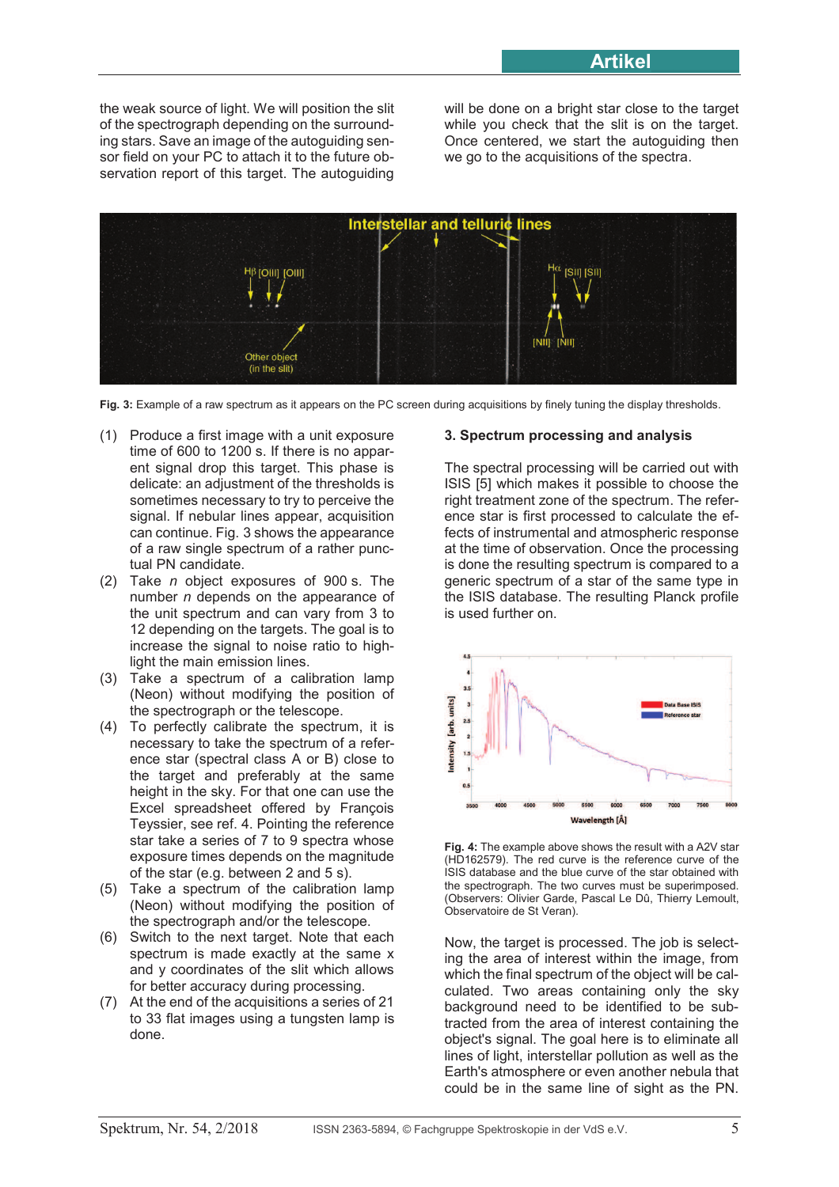the weak source of light. We will position the slit of the spectrograph depending on the surrounding stars. Save an image of the autoguiding sensor field on your PC to attach it to the future observation report of this target. The autoguiding will be done on a bright star close to the target while you check that the slit is on the target. Once centered, we start the autoguiding then we go to the acquisitions of the spectra.

**Fig. 3:** Example of a raw spectrum as it appears on the PC screen during acquisitions by finely tuning the display thresholds.

(1) Produce a first image with a unit exposure time of 600 to 1200 s. If there is no apparent signal drop this target. This phase is delicate: an adjustment of the thresholds is sometimes necessary to try to perceive the signal. If nebular lines appear, acquisition can continue. Fig. 3 shows the appearance of a raw single spectrum of a rather punctual PN candidate.

(2) Take *n* object exposures of 900 s. The number *n* depends on the appearance of the unit spectrum and can vary from 3 to 12 depending on the targets. The goal is to increase the signal to noise ratio to highlight the main emission lines.

(3) Take a spectrum of a calibration lamp (Neon) without modifying the position of the spectrograph or the telescope.

(4) To perfectly calibrate the spectrum, it is necessary to take the spectrum of a reference star (spectral class A or B) close to the target and preferably at the same height in the sky. For that one can use the Excel spreadsheet offered by François Teyssier, see ref. 4. Pointing the reference star take a series of 7 to 9 spectra whose exposure times depends on the magnitude of the star (e.g. between 2 and 5 s).

(5) Take a spectrum of the calibration lamp (Neon) without modifying the position of the spectrograph and/or the telescope.

(6) Switch to the next target. Note that each spectrum is made exactly at the same x and y coordinates of the slit which allows for better accuracy during processing.

(7) At the end of the acquisitions a series of 21 to 33 flat images using a tungsten lamp is done.

### 3. Spectrum processing and analysis

The spectral processing will be carried out with ISIS [5] which makes it possible to choose the right treatment zone of the spectrum. The reference star is first processed to calculate the effects of instrumental and atmospheric response at the time of observation. Once the processing is done the resulting spectrum is compared to a generic spectrum of a star of the same type in the ISIS database. The resulting Planck profile is used further on.

**Fig. 4:** The example above shows the result with a A2V star (HD162579). The red curve is the reference curve of the ISIS database and the blue curve of the star obtained with the spectrograph. The two curves must be superimposed. (Observers: Olivier Garde, Pascal Le Dû, Thierry Lemoult, Observatoire de St Veran).

Now, the target is processed. The job is selecting the area of interest within the image, from which the final spectrum of the object will be calculated. Two areas containing only the sky background need to be identified to be subtracted from the area of interest containing the object's signal. The goal here is to eliminate all lines of light, interstellar pollution as well as the Earth's atmosphere or even another nebula that could be in the same line of sight as the PN.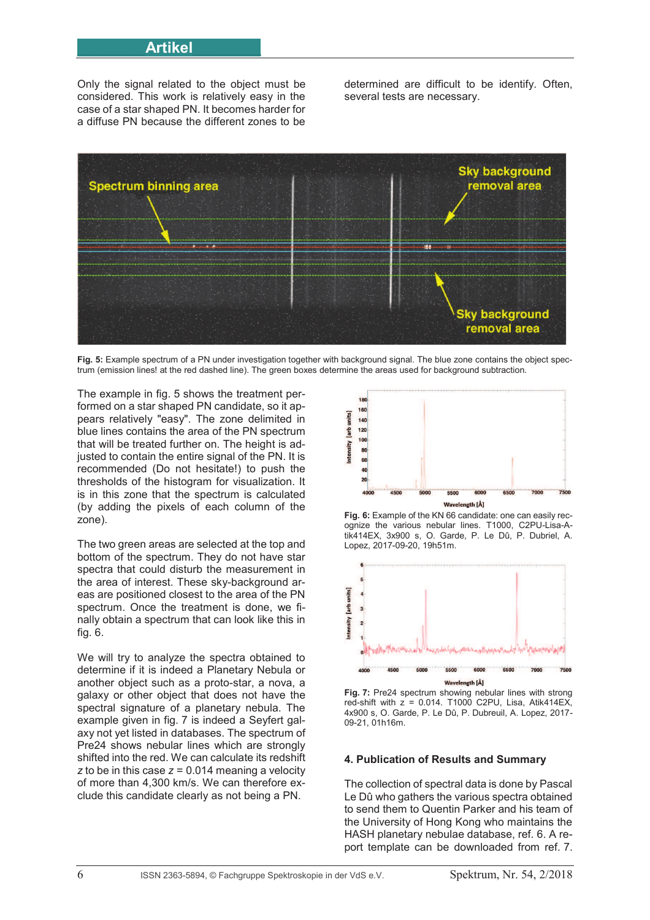Only the signal related to the object must be considered. This work is relatively easy in the case of a star shaped PN. It becomes harder for a diffuse PN because the different zones to be determined are difficult to be identify. Often, several tests are necessary.

**Fig. 5:** Example spectrum of a PN under investigation together with background signal. The blue zone contains the object spectrum (emission lines! at the red dashed line). The green boxes determine the areas used for background subtraction.

The example in fig. 5 shows the treatment performed on a star shaped PN candidate, so it appears relatively "easy". The zone delimited in blue lines contains the area of the PN spectrum that will be treated further on. The height is adjusted to contain the entire signal of the PN. It is recommended (Do not hesitate!) to push the thresholds of the histogram for visualization. It is in this zone that the spectrum is calculated (by adding the pixels of each column of the zone).

The two green areas are selected at the top and bottom of the spectrum. They do not have star spectra that could disturb the measurement in the area of interest. These sky-background areas are positioned closest to the area of the PN spectrum. Once the treatment is done, we finally obtain a spectrum that can look like this in fig. 6.

We will try to analyze the spectra obtained to determine if it is indeed a Planetary Nebula or another object such as a proto-star, a nova, a galaxy or other object that does not have the spectral signature of a planetary nebula. The example given in fig. 7 is indeed a Seyfert galaxy not yet listed in databases. The spectrum of Pre24 shows nebular lines which are strongly shifted into the red. We can calculate its redshift $z$ to be in this case $z$ = 0.014 meaning a velocity of more than 4,300 km/s. We can therefore exclude this candidate clearly as not being a PN.

**Fig. 6:** Example of the KN 66 candidate: one can easily recognize the various nebular lines. T1000, C2PU-Lisa-Atik414EX, 3x900 s, O. Garde, P. Le Dû, P. Dubriel, A. Lopez, 2017-09-20, 19h51m.

**Fig. 7:** Pre24 spectrum showing nebular lines with strong red-shift with $z$ = 0.014. T1000 C2PU, Lisa, Atik414EX, 4x900 s, O. Garde, P. Le Dû, P. Dubreuil, A. Lopez, 2017-09-21, 01h16m.

## 4. Publication of Results and Summary

The collection of spectral data is done by Pascal Le Dû who gathers the various spectra obtained to send them to Quentin Parker and his team of the University of Hong Kong who maintains the HASH planetary nebulae database, ref. 6. A report template can be downloaded from ref. 7.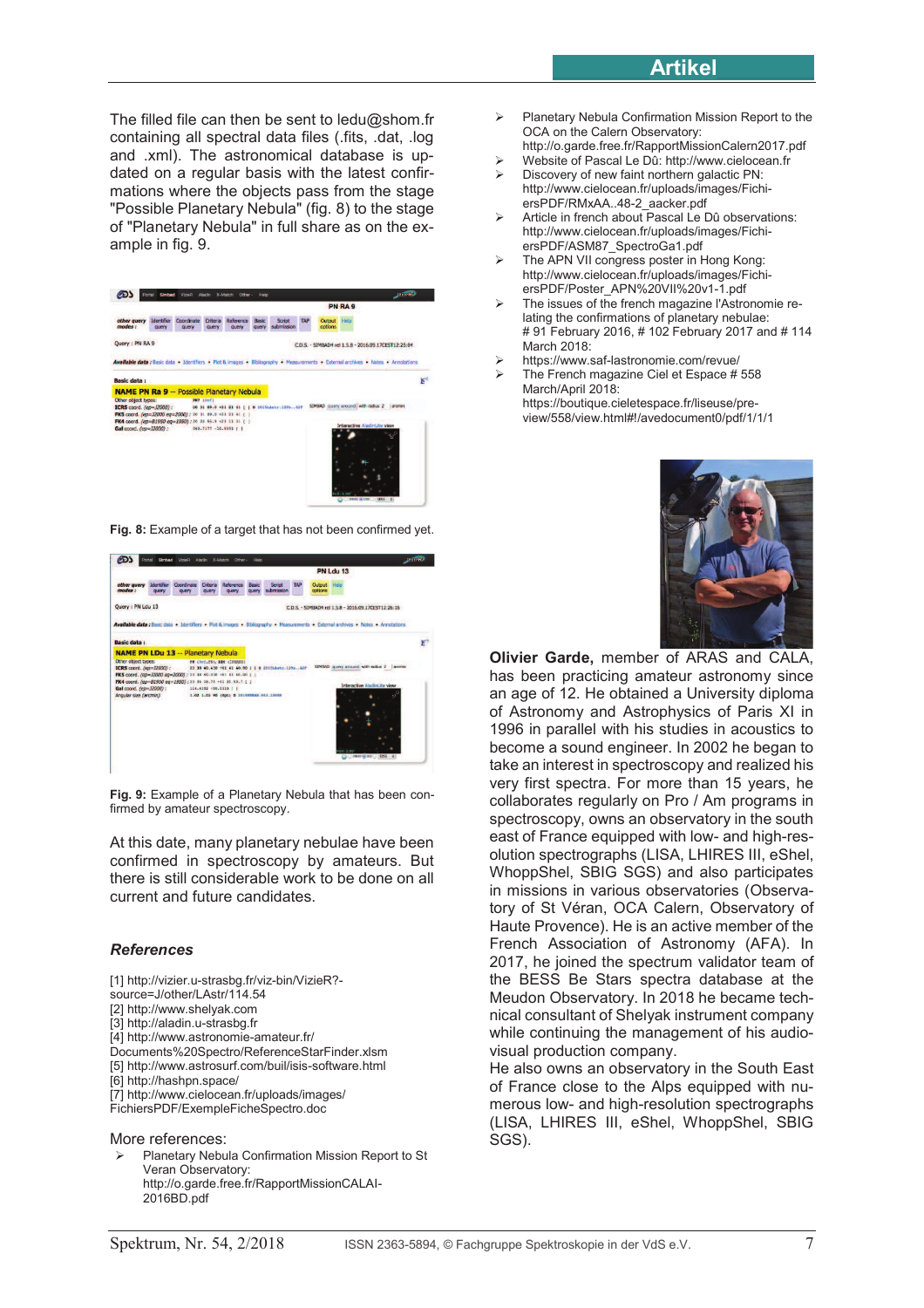The filled file can then be sent to ledu@shom.fr containing all spectral data files (.fits, .dat, .log and .xml). The astronomical database is updated on a regular basis with the latest confirmations where the objects pass from the stage "Possible Planetary Nebula" (fig. 8) to the stage of "Planetary Nebula" in full share as on the example in fig. 9.

**Fig. 8:** Example of a target that has not been confirmed yet.

**Fig. 9:** Example of a Planetary Nebula that has been confirmed by amateur spectroscopy.

At this date, many planetary nebulae have been confirmed in spectroscopy by amateurs. But there is still considerable work to be done on all current and future candidates.

### *References*

[1] http://vizier.u-strasbg.fr/viz-bin/VizieR?-source=J/other/LAstr/114.54
[2] http://www.shelyak.com
[3] http://aladin.u-strasbg.fr
[4] http://www.astronomie-amateur.fr/Documents%20Spectro/ReferenceStarFinder.xlsm
[5] http://www.astrosurf.com/buil/isis-software.html
[6] http://hashpn.space/
[7] http://www.cielocean.fr/uploads/images/FichiersPDF/ExempleFicheSpectro.doc

More references:

- Planetary Nebula Confirmation Mission Report to St Veran Observatory: http://o.garde.free.fr/RapportMissionCALAI-2016BD.pdf
- Planetary Nebula Confirmation Mission Report to the OCA on the Calern Observatory: http://o.garde.free.fr/RapportMissionCalern2017.pdf
- Website of Pascal Le Dû: http://www.cielocean.fr
- Discovery of new faint northern galactic PN: http://www.cielocean.fr/uploads/images/FichiersPDF/RMxAA..48-2_aacker.pdf
- Article in french about Pascal Le Dû observations: http://www.cielocean.fr/uploads/images/FichiersPDF/ASM87_SpectroGa1.pdf
- The APN VII congress poster in Hong Kong: http://www.cielocean.fr/uploads/images/FichiersPDF/Poster_APN%20VII%20v1-1.pdf
- The issues of the french magazine l'Astronomie relating the confirmations of planetary nebulae: # 91 February 2016, # 102 February 2017 and # 114 March 2018:
- https://www.saf-lastronomie.com/revue/
- The French magazine Ciel et Espace # 558 March/April 2018: https://boutique.cieletespace.fr/liseuse/pre-view/558/view.html#!/avedocument0/pdf/1/1/1

**Olivier Garde,** member of ARAS and CALA, has been practicing amateur astronomy since an age of 12. He obtained a University diploma of Astronomy and Astrophysics of Paris XI in 1996 in parallel with his studies in acoustics to become a sound engineer. In 2002 he began to take an interest in spectroscopy and realized his very first spectra. For more than 15 years, he collaborates regularly on Pro / Am programs in spectroscopy, owns an observatory in the south east of France equipped with low- and high-resolution spectrographs (LISA, LHIRES III, eShel, WhoppShel, SBIG SGS) and also participates in missions in various observatories (Observatory of St Véran, OCA Calern, Observatory of Haute Provence). He is an active member of the French Association of Astronomy (AFA). In 2017, he joined the spectrum validator team of the BESS Be Stars spectra database at the Meudon Observatory. In 2018 he became technical consultant of Shelyak instrument company while continuing the management of his audio-visual production company.
He also owns an observatory in the South East of France close to the Alps equipped with numerous low- and high-resolution spectrographs (LISA, LHIRES III, eShel, WhoppShel, SBIG SGS).